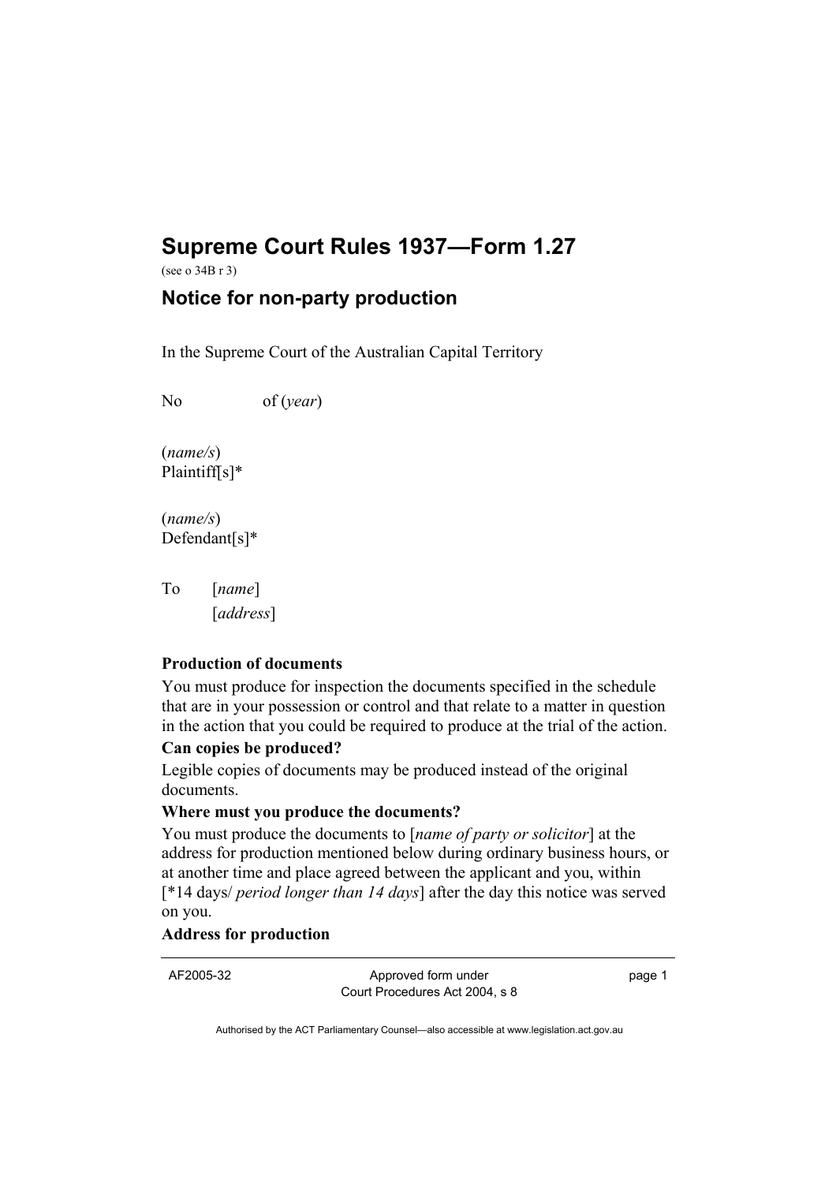# Supreme Court Rules 1937—Form 1.27

(see o 34B r 3)

## Notice for non-party production

In the Supreme Court of the Australian Capital Territory

No of (*year*)

(*name/s*)
Plaintiff[s]*

(*name/s*)
Defendant[s]*

To [*name*]
[*address*]

**Production of documents**

You must produce for inspection the documents specified in the schedule that are in your possession or control and that relate to a matter in question in the action that you could be required to produce at the trial of the action.

**Can copies be produced?**

Legible copies of documents may be produced instead of the original documents.

**Where must you produce the documents?**

You must produce the documents to [*name of party or solicitor*] at the address for production mentioned below during ordinary business hours, or at another time and place agreed between the applicant and you, within [*14 days/ *period longer than 14 days*] after the day this notice was served on you.

**Address for production**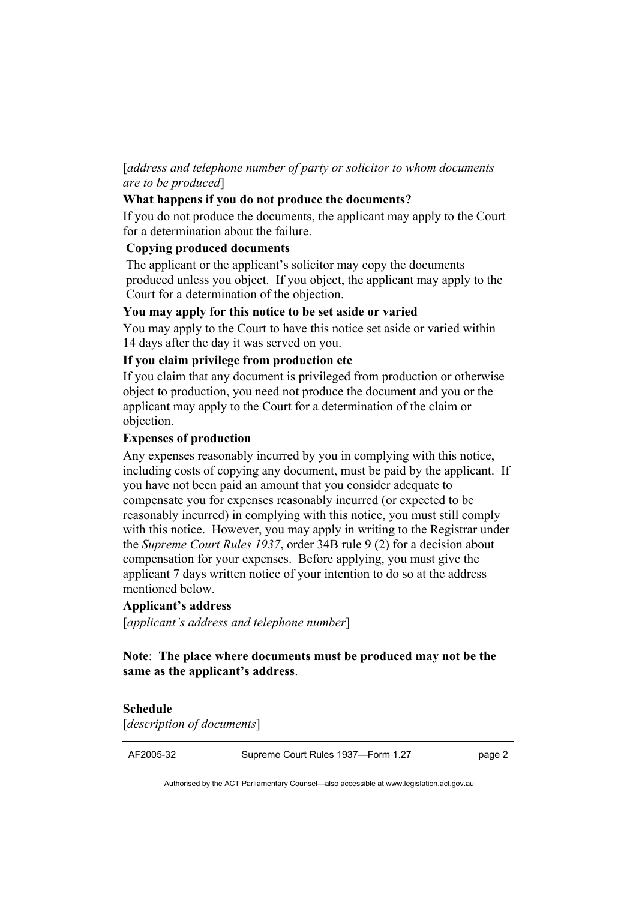[*address and telephone number of party or solicitor to whom documents are to be produced*]

**What happens if you do not produce the documents?**

If you do not produce the documents, the applicant may apply to the Court for a determination about the failure.

**Copying produced documents**

The applicant or the applicant's solicitor may copy the documents produced unless you object. If you object, the applicant may apply to the Court for a determination of the objection.

**You may apply for this notice to be set aside or varied**

You may apply to the Court to have this notice set aside or varied within 14 days after the day it was served on you.

**If you claim privilege from production etc**

If you claim that any document is privileged from production or otherwise object to production, you need not produce the document and you or the applicant may apply to the Court for a determination of the claim or objection.

**Expenses of production**

Any expenses reasonably incurred by you in complying with this notice, including costs of copying any document, must be paid by the applicant. If you have not been paid an amount that you consider adequate to compensate you for expenses reasonably incurred (or expected to be reasonably incurred) in complying with this notice, you must still comply with this notice. However, you may apply in writing to the Registrar under the *Supreme Court Rules 1937*, order 34B rule 9 (2) for a decision about compensation for your expenses. Before applying, you must give the applicant 7 days written notice of your intention to do so at the address mentioned below.

**Applicant's address**

[*applicant's address and telephone number*]

**Note**: **The place where documents must be produced may not be the same as the applicant's address**.

**Schedule**

[*description of documents*]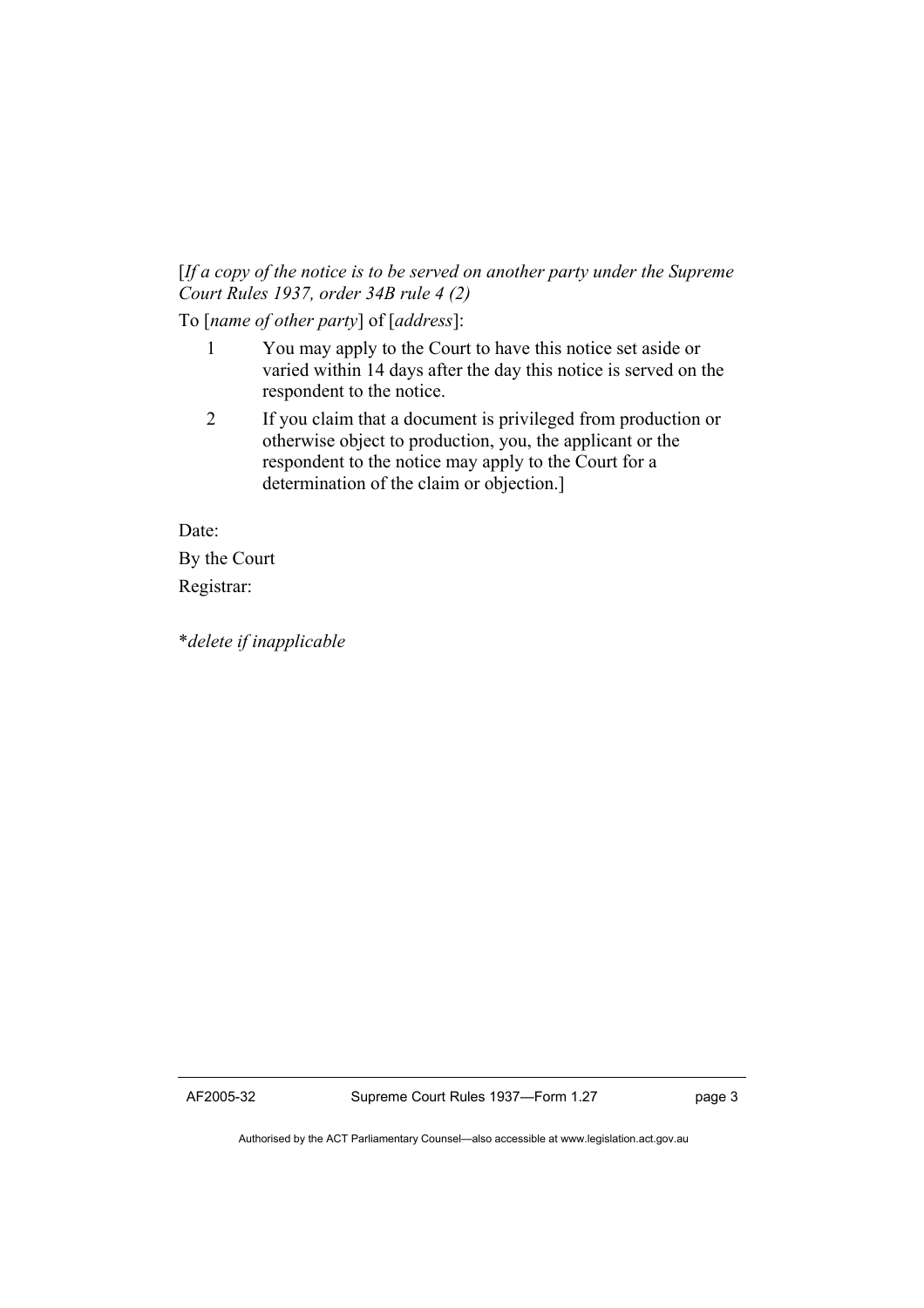[*If a copy of the notice is to be served on another party under the Supreme Court Rules 1937, order 34B rule 4 (2)*

To [*name of other party*] of [*address*]:

1. You may apply to the Court to have this notice set aside or varied within 14 days after the day this notice is served on the respondent to the notice.
2. If you claim that a document is privileged from production or otherwise object to production, you, the applicant or the respondent to the notice may apply to the Court for a determination of the claim or objection.]

Date:

By the Court

Registrar:

**delete if inapplicable*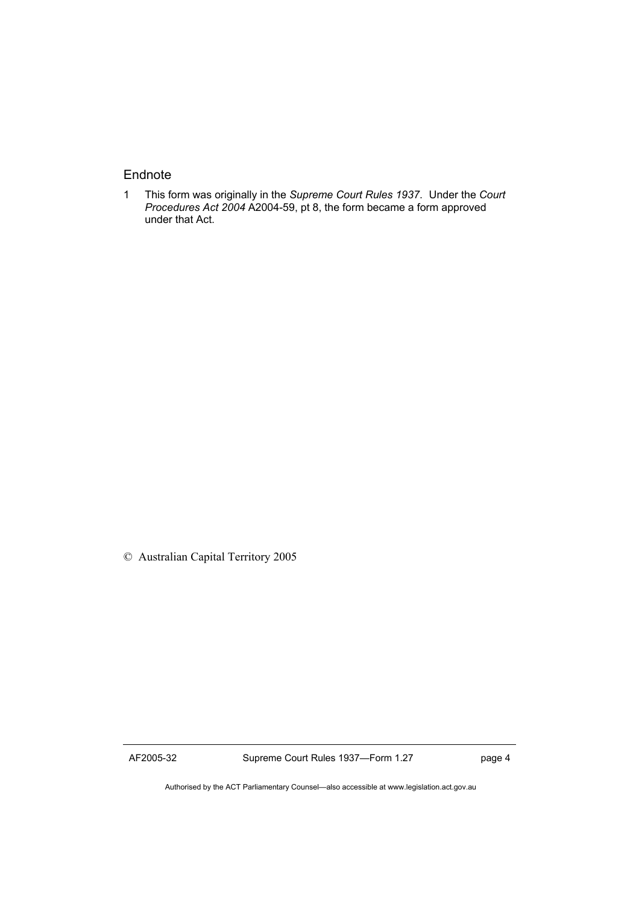## Endnote

1 This form was originally in the *Supreme Court Rules 1937*. Under the *Court Procedures Act 2004* A2004-59, pt 8, the form became a form approved under that Act.

© Australian Capital Territory 2005